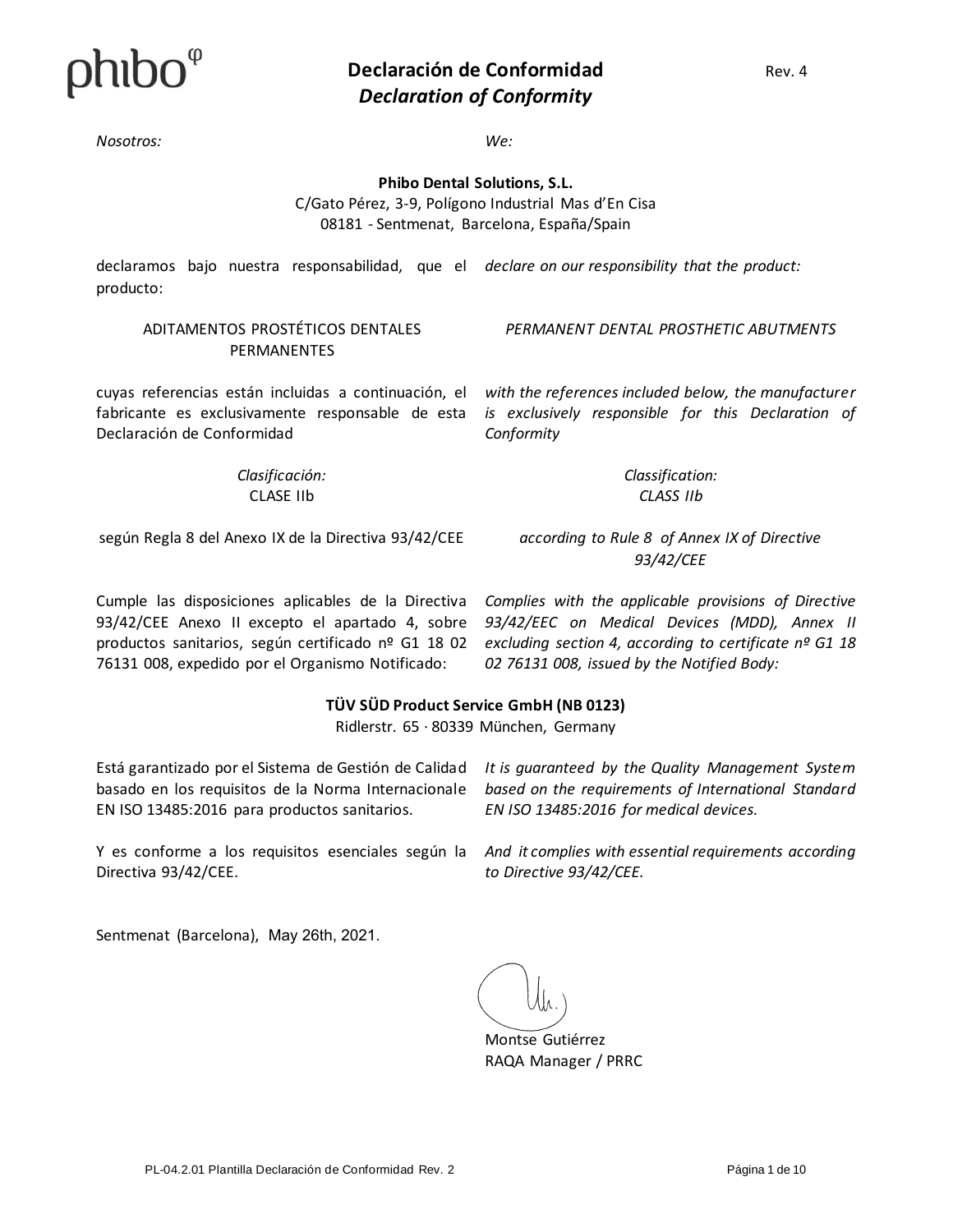phibo

# Declaración de Conformidad
## *Declaration of Conformity*

Rev. 4

*Nosotros:* *We:*

**Phibo Dental Solutions, S.L.**
C/Gato Pérez, 3-9, Polígono Industrial Mas d'En Cisa
08181 - Sentmenat, Barcelona, España/Spain

declaramos bajo nuestra responsabilidad, que el producto: *declare on our responsibility that the product:*

ADITAMENTOS PROSTÉTICOS DENTALES PERMANENTES

*PERMANENT DENTAL PROSTHETIC ABUTMENTS*

cuyas referencias están incluidas a continuación, el fabricante es exclusivamente responsable de esta Declaración de Conformidad

*with the references included below, the manufacturer is exclusively responsible for this Declaration of Conformity*

*Clasificación:*
CLASE IIb

*Classification:*
*CLASS IIb*

según Regla 8 del Anexo IX de la Directiva 93/42/CEE

*according to Rule 8 of Annex IX of Directive 93/42/CEE*

Cumple las disposiciones aplicables de la Directiva 93/42/CEE Anexo II excepto el apartado 4, sobre productos sanitarios, según certificado nº G1 18 02 76131 008, expedido por el Organismo Notificado:

*Complies with the applicable provisions of Directive 93/42/EEC on Medical Devices (MDD), Annex II excluding section 4, according to certificate nº G1 18 02 76131 008, issued by the Notified Body:*

**TÜV SÜD Product Service GmbH (NB 0123)**
Ridlerstr. 65 · 80339 München, Germany

Está garantizado por el Sistema de Gestión de Calidad basado en los requisitos de la Norma Internacionale EN ISO 13485:2016 para productos sanitarios.

*It is guaranteed by the Quality Management System based on the requirements of International Standard EN ISO 13485:2016 for medical devices.*

Y es conforme a los requisitos esenciales según la Directiva 93/42/CEE.

*And it complies with essential requirements according to Directive 93/42/CEE.*

Sentmenat (Barcelona), May 26th, 2021.

Montse Gutiérrez
RAQA Manager / PRRC

PL-04.2.01 Plantilla Declaración de Conformidad Rev. 2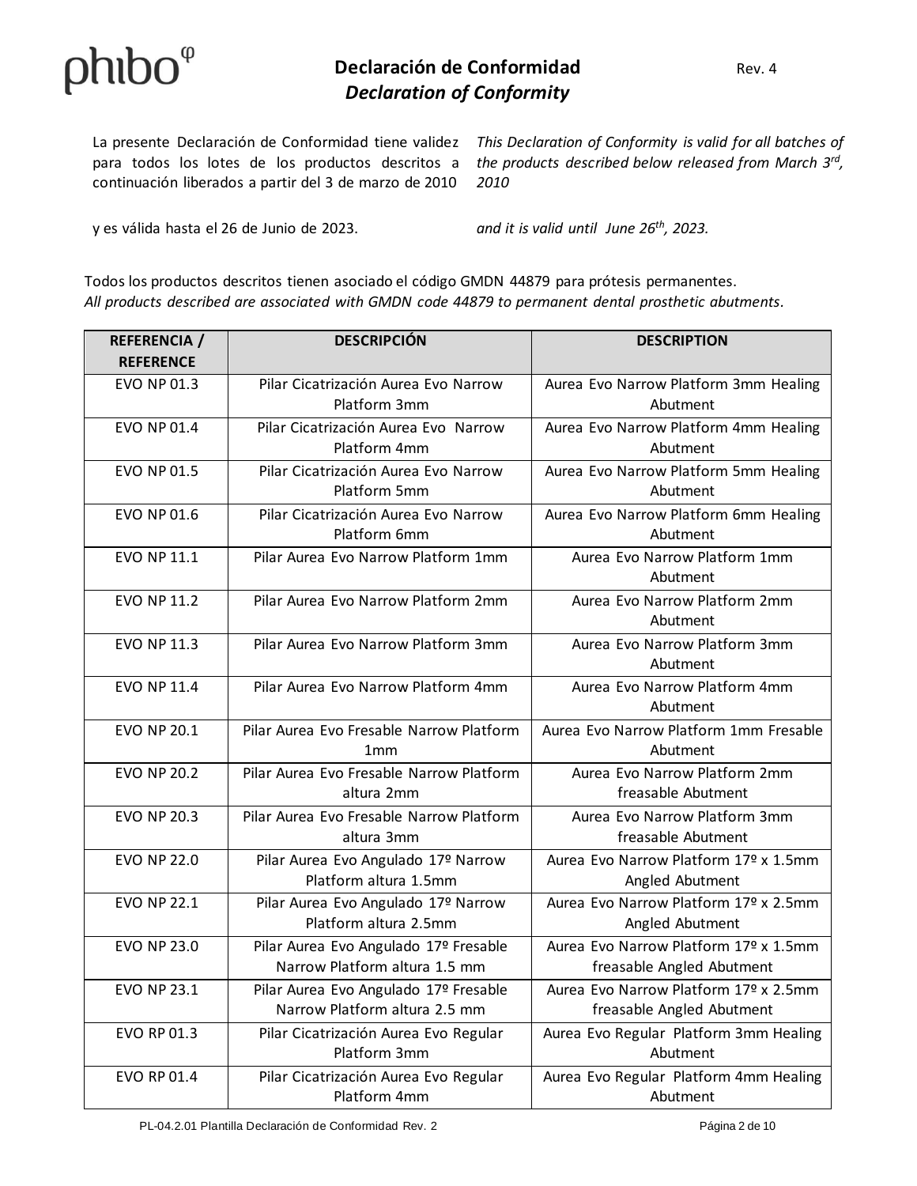# Declaración de Conformidad

***Declaration of Conformity***

Rev. 4

La presente Declaración de Conformidad tiene validez para todos los lotes de los productos descritos a continuación liberados a partir del 3 de marzo de 2010

*This Declaration of Conformity is valid for all batches of the products described below released from March 3rd, 2010*

y es válida hasta el 26 de Junio de 2023.

*and it is valid until June 26th, 2023.*

Todos los productos descritos tienen asociado el código GMDN 44879 para prótesis permanentes.
*All products described are associated with GMDN code 44879 to permanent dental prosthetic abutments.*

| REFERENCIA / REFERENCE | DESCRIPCIÓN | DESCRIPTION |
|---|---|---|
| EVO NP 01.3 | Pilar Cicatrización Aurea Evo Narrow Platform 3mm | Aurea Evo Narrow Platform 3mm Healing Abutment |
| EVO NP 01.4 | Pilar Cicatrización Aurea Evo Narrow Platform 4mm | Aurea Evo Narrow Platform 4mm Healing Abutment |
| EVO NP 01.5 | Pilar Cicatrización Aurea Evo Narrow Platform 5mm | Aurea Evo Narrow Platform 5mm Healing Abutment |
| EVO NP 01.6 | Pilar Cicatrización Aurea Evo Narrow Platform 6mm | Aurea Evo Narrow Platform 6mm Healing Abutment |
| EVO NP 11.1 | Pilar Aurea Evo Narrow Platform 1mm | Aurea Evo Narrow Platform 1mm Abutment |
| EVO NP 11.2 | Pilar Aurea Evo Narrow Platform 2mm | Aurea Evo Narrow Platform 2mm Abutment |
| EVO NP 11.3 | Pilar Aurea Evo Narrow Platform 3mm | Aurea Evo Narrow Platform 3mm Abutment |
| EVO NP 11.4 | Pilar Aurea Evo Narrow Platform 4mm | Aurea Evo Narrow Platform 4mm Abutment |
| EVO NP 20.1 | Pilar Aurea Evo Fresable Narrow Platform 1mm | Aurea Evo Narrow Platform 1mm Fresable Abutment |
| EVO NP 20.2 | Pilar Aurea Evo Fresable Narrow Platform altura 2mm | Aurea Evo Narrow Platform 2mm freasable Abutment |
| EVO NP 20.3 | Pilar Aurea Evo Fresable Narrow Platform altura 3mm | Aurea Evo Narrow Platform 3mm freasable Abutment |
| EVO NP 22.0 | Pilar Aurea Evo Angulado 17º Narrow Platform altura 1.5mm | Aurea Evo Narrow Platform 17º x 1.5mm Angled Abutment |
| EVO NP 22.1 | Pilar Aurea Evo Angulado 17º Narrow Platform altura 2.5mm | Aurea Evo Narrow Platform 17º x 2.5mm Angled Abutment |
| EVO NP 23.0 | Pilar Aurea Evo Angulado 17º Fresable Narrow Platform altura 1.5 mm | Aurea Evo Narrow Platform 17º x 1.5mm freasable Angled Abutment |
| EVO NP 23.1 | Pilar Aurea Evo Angulado 17º Fresable Narrow Platform altura 2.5 mm | Aurea Evo Narrow Platform 17º x 2.5mm freasable Angled Abutment |
| EVO RP 01.3 | Pilar Cicatrización Aurea Evo Regular Platform 3mm | Aurea Evo Regular Platform 3mm Healing Abutment |
| EVO RP 01.4 | Pilar Cicatrización Aurea Evo Regular Platform 4mm | Aurea Evo Regular Platform 4mm Healing Abutment |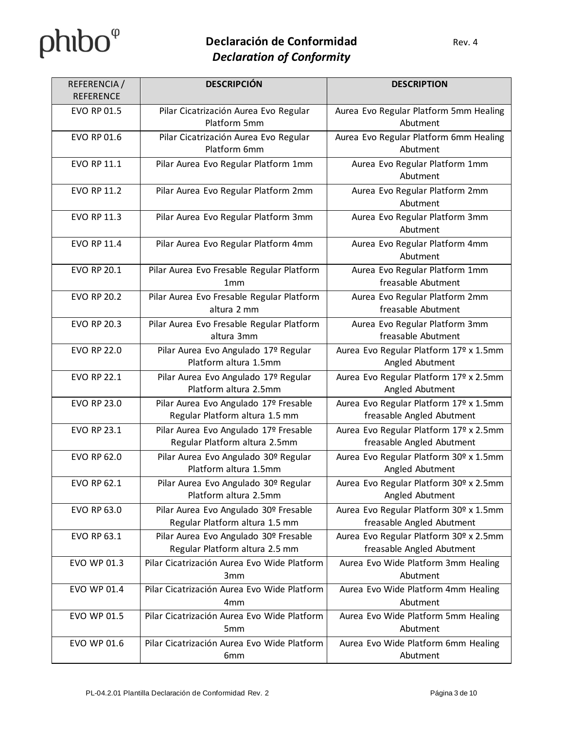# Declaración de Conformidad

## *Declaration of Conformity*

Rev. 4

| REFERENCIA / REFERENCE | DESCRIPCIÓN | DESCRIPTION |
|---|---|---|
| EVO RP 01.5 | Pilar Cicatrización Aurea Evo Regular Platform 5mm | Aurea Evo Regular Platform 5mm Healing Abutment |
| EVO RP 01.6 | Pilar Cicatrización Aurea Evo Regular Platform 6mm | Aurea Evo Regular Platform 6mm Healing Abutment |
| EVO RP 11.1 | Pilar Aurea Evo Regular Platform 1mm | Aurea Evo Regular Platform 1mm Abutment |
| EVO RP 11.2 | Pilar Aurea Evo Regular Platform 2mm | Aurea Evo Regular Platform 2mm Abutment |
| EVO RP 11.3 | Pilar Aurea Evo Regular Platform 3mm | Aurea Evo Regular Platform 3mm Abutment |
| EVO RP 11.4 | Pilar Aurea Evo Regular Platform 4mm | Aurea Evo Regular Platform 4mm Abutment |
| EVO RP 20.1 | Pilar Aurea Evo Fresable Regular Platform 1mm | Aurea Evo Regular Platform 1mm freasable Abutment |
| EVO RP 20.2 | Pilar Aurea Evo Fresable Regular Platform altura 2 mm | Aurea Evo Regular Platform 2mm freasable Abutment |
| EVO RP 20.3 | Pilar Aurea Evo Fresable Regular Platform altura 3mm | Aurea Evo Regular Platform 3mm freasable Abutment |
| EVO RP 22.0 | Pilar Aurea Evo Angulado 17º Regular Platform altura 1.5mm | Aurea Evo Regular Platform 17º x 1.5mm Angled Abutment |
| EVO RP 22.1 | Pilar Aurea Evo Angulado 17º Regular Platform altura 2.5mm | Aurea Evo Regular Platform 17º x 2.5mm Angled Abutment |
| EVO RP 23.0 | Pilar Aurea Evo Angulado 17º Fresable Regular Platform altura 1.5 mm | Aurea Evo Regular Platform 17º x 1.5mm freasable Angled Abutment |
| EVO RP 23.1 | Pilar Aurea Evo Angulado 17º Fresable Regular Platform altura 2.5mm | Aurea Evo Regular Platform 17º x 2.5mm freasable Angled Abutment |
| EVO RP 62.0 | Pilar Aurea Evo Angulado 30º Regular Platform altura 1.5mm | Aurea Evo Regular Platform 30º x 1.5mm Angled Abutment |
| EVO RP 62.1 | Pilar Aurea Evo Angulado 30º Regular Platform altura 2.5mm | Aurea Evo Regular Platform 30º x 2.5mm Angled Abutment |
| EVO RP 63.0 | Pilar Aurea Evo Angulado 30º Fresable Regular Platform altura 1.5 mm | Aurea Evo Regular Platform 30º x 1.5mm freasable Angled Abutment |
| EVO RP 63.1 | Pilar Aurea Evo Angulado 30º Fresable Regular Platform altura 2.5 mm | Aurea Evo Regular Platform 30º x 2.5mm freasable Angled Abutment |
| EVO WP 01.3 | Pilar Cicatrización Aurea Evo Wide Platform 3mm | Aurea Evo Wide Platform 3mm Healing Abutment |
| EVO WP 01.4 | Pilar Cicatrización Aurea Evo Wide Platform 4mm | Aurea Evo Wide Platform 4mm Healing Abutment |
| EVO WP 01.5 | Pilar Cicatrización Aurea Evo Wide Platform 5mm | Aurea Evo Wide Platform 5mm Healing Abutment |
| EVO WP 01.6 | Pilar Cicatrización Aurea Evo Wide Platform 6mm | Aurea Evo Wide Platform 6mm Healing Abutment |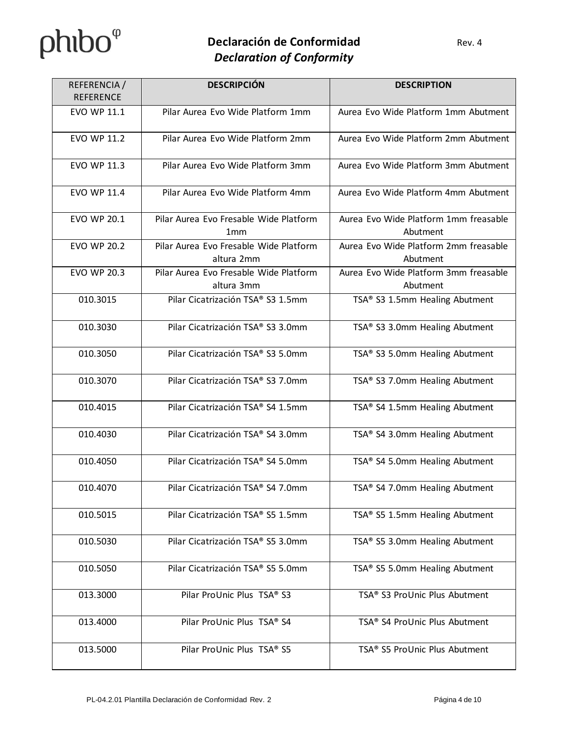| REFERENCIA / REFERENCE | DESCRIPCIÓN | DESCRIPTION |
|---|---|---|
| EVO WP 11.1 | Pilar Aurea Evo Wide Platform 1mm | Aurea Evo Wide Platform 1mm Abutment |
| EVO WP 11.2 | Pilar Aurea Evo Wide Platform 2mm | Aurea Evo Wide Platform 2mm Abutment |
| EVO WP 11.3 | Pilar Aurea Evo Wide Platform 3mm | Aurea Evo Wide Platform 3mm Abutment |
| EVO WP 11.4 | Pilar Aurea Evo Wide Platform 4mm | Aurea Evo Wide Platform 4mm Abutment |
| EVO WP 20.1 | Pilar Aurea Evo Fresable Wide Platform 1mm | Aurea Evo Wide Platform 1mm freasable Abutment |
| EVO WP 20.2 | Pilar Aurea Evo Fresable Wide Platform altura 2mm | Aurea Evo Wide Platform 2mm freasable Abutment |
| EVO WP 20.3 | Pilar Aurea Evo Fresable Wide Platform altura 3mm | Aurea Evo Wide Platform 3mm freasable Abutment |
| 010.3015 | Pilar Cicatrización TSA® S3 1.5mm | TSA® S3 1.5mm Healing Abutment |
| 010.3030 | Pilar Cicatrización TSA® S3 3.0mm | TSA® S3 3.0mm Healing Abutment |
| 010.3050 | Pilar Cicatrización TSA® S3 5.0mm | TSA® S3 5.0mm Healing Abutment |
| 010.3070 | Pilar Cicatrización TSA® S3 7.0mm | TSA® S3 7.0mm Healing Abutment |
| 010.4015 | Pilar Cicatrización TSA® S4 1.5mm | TSA® S4 1.5mm Healing Abutment |
| 010.4030 | Pilar Cicatrización TSA® S4 3.0mm | TSA® S4 3.0mm Healing Abutment |
| 010.4050 | Pilar Cicatrización TSA® S4 5.0mm | TSA® S4 5.0mm Healing Abutment |
| 010.4070 | Pilar Cicatrización TSA® S4 7.0mm | TSA® S4 7.0mm Healing Abutment |
| 010.5015 | Pilar Cicatrización TSA® S5 1.5mm | TSA® S5 1.5mm Healing Abutment |
| 010.5030 | Pilar Cicatrización TSA® S5 3.0mm | TSA® S5 3.0mm Healing Abutment |
| 010.5050 | Pilar Cicatrización TSA® S5 5.0mm | TSA® S5 5.0mm Healing Abutment |
| 013.3000 | Pilar ProUnic Plus TSA® S3 | TSA® S3 ProUnic Plus Abutment |
| 013.4000 | Pilar ProUnic Plus TSA® S4 | TSA® S4 ProUnic Plus Abutment |
| 013.5000 | Pilar ProUnic Plus TSA® S5 | TSA® S5 ProUnic Plus Abutment |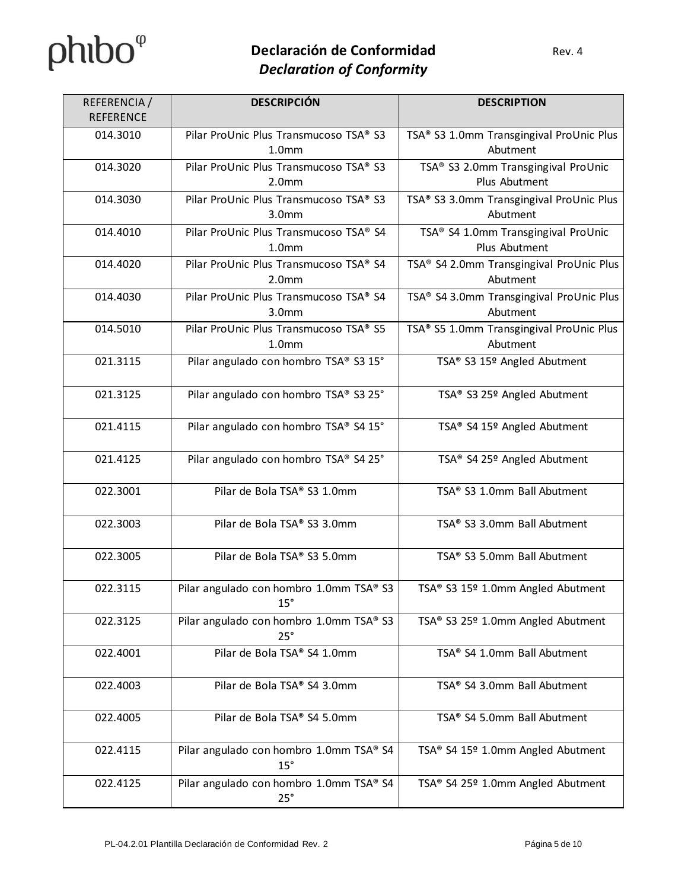| REFERENCIA / REFERENCE | DESCRIPCIÓN | DESCRIPTION |
|---|---|---|
| 014.3010 | Pilar ProUnic Plus Transmucoso TSA® S3 1.0mm | TSA® S3 1.0mm Transgingival ProUnic Plus Abutment |
| 014.3020 | Pilar ProUnic Plus Transmucoso TSA® S3 2.0mm | TSA® S3 2.0mm Transgingival ProUnic Plus Abutment |
| 014.3030 | Pilar ProUnic Plus Transmucoso TSA® S3 3.0mm | TSA® S3 3.0mm Transgingival ProUnic Plus Abutment |
| 014.4010 | Pilar ProUnic Plus Transmucoso TSA® S4 1.0mm | TSA® S4 1.0mm Transgingival ProUnic Plus Abutment |
| 014.4020 | Pilar ProUnic Plus Transmucoso TSA® S4 2.0mm | TSA® S4 2.0mm Transgingival ProUnic Plus Abutment |
| 014.4030 | Pilar ProUnic Plus Transmucoso TSA® S4 3.0mm | TSA® S4 3.0mm Transgingival ProUnic Plus Abutment |
| 014.5010 | Pilar ProUnic Plus Transmucoso TSA® S5 1.0mm | TSA® S5 1.0mm Transgingival ProUnic Plus Abutment |
| 021.3115 | Pilar angulado con hombro TSA® S3 15° | TSA® S3 15º Angled Abutment |
| 021.3125 | Pilar angulado con hombro TSA® S3 25° | TSA® S3 25º Angled Abutment |
| 021.4115 | Pilar angulado con hombro TSA® S4 15° | TSA® S4 15º Angled Abutment |
| 021.4125 | Pilar angulado con hombro TSA® S4 25° | TSA® S4 25º Angled Abutment |
| 022.3001 | Pilar de Bola TSA® S3 1.0mm | TSA® S3 1.0mm Ball Abutment |
| 022.3003 | Pilar de Bola TSA® S3 3.0mm | TSA® S3 3.0mm Ball Abutment |
| 022.3005 | Pilar de Bola TSA® S3 5.0mm | TSA® S3 5.0mm Ball Abutment |
| 022.3115 | Pilar angulado con hombro 1.0mm TSA® S3 15° | TSA® S3 15º 1.0mm Angled Abutment |
| 022.3125 | Pilar angulado con hombro 1.0mm TSA® S3 25° | TSA® S3 25º 1.0mm Angled Abutment |
| 022.4001 | Pilar de Bola TSA® S4 1.0mm | TSA® S4 1.0mm Ball Abutment |
| 022.4003 | Pilar de Bola TSA® S4 3.0mm | TSA® S4 3.0mm Ball Abutment |
| 022.4005 | Pilar de Bola TSA® S4 5.0mm | TSA® S4 5.0mm Ball Abutment |
| 022.4115 | Pilar angulado con hombro 1.0mm TSA® S4 15° | TSA® S4 15º 1.0mm Angled Abutment |
| 022.4125 | Pilar angulado con hombro 1.0mm TSA® S4 25° | TSA® S4 25º 1.0mm Angled Abutment |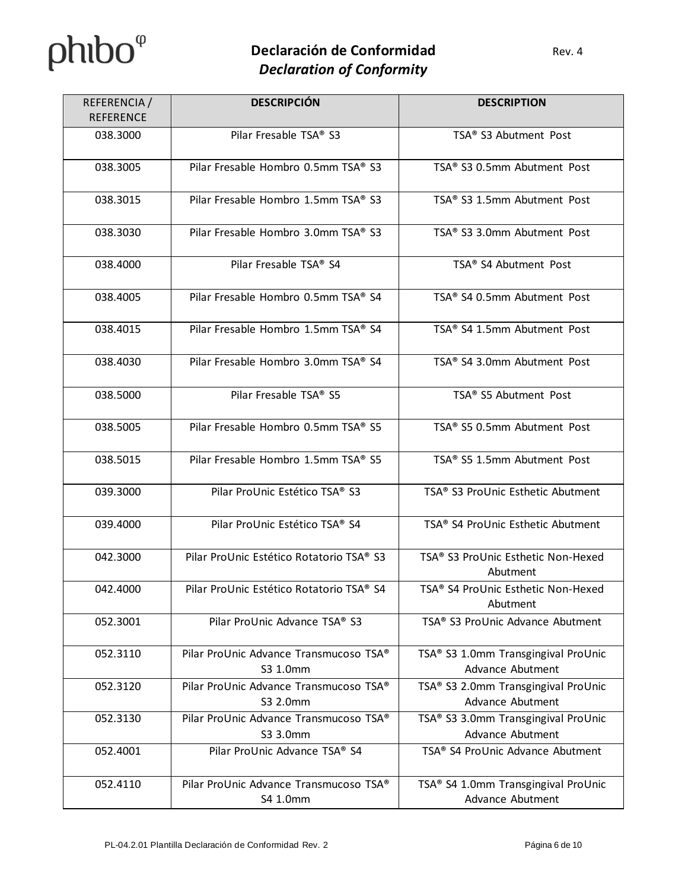# Declaración de Conformidad

## *Declaration of Conformity*

Rev. 4

| REFERENCIA / REFERENCE | DESCRIPCIÓN | DESCRIPTION |
|---|---|---|
| 038.3000 | Pilar Fresable TSA® S3 | TSA® S3 Abutment Post |
| 038.3005 | Pilar Fresable Hombro 0.5mm TSA® S3 | TSA® S3 0.5mm Abutment Post |
| 038.3015 | Pilar Fresable Hombro 1.5mm TSA® S3 | TSA® S3 1.5mm Abutment Post |
| 038.3030 | Pilar Fresable Hombro 3.0mm TSA® S3 | TSA® S3 3.0mm Abutment Post |
| 038.4000 | Pilar Fresable TSA® S4 | TSA® S4 Abutment Post |
| 038.4005 | Pilar Fresable Hombro 0.5mm TSA® S4 | TSA® S4 0.5mm Abutment Post |
| 038.4015 | Pilar Fresable Hombro 1.5mm TSA® S4 | TSA® S4 1.5mm Abutment Post |
| 038.4030 | Pilar Fresable Hombro 3.0mm TSA® S4 | TSA® S4 3.0mm Abutment Post |
| 038.5000 | Pilar Fresable TSA® S5 | TSA® S5 Abutment Post |
| 038.5005 | Pilar Fresable Hombro 0.5mm TSA® S5 | TSA® S5 0.5mm Abutment Post |
| 038.5015 | Pilar Fresable Hombro 1.5mm TSA® S5 | TSA® S5 1.5mm Abutment Post |
| 039.3000 | Pilar ProUnic Estético TSA® S3 | TSA® S3 ProUnic Esthetic Abutment |
| 039.4000 | Pilar ProUnic Estético TSA® S4 | TSA® S4 ProUnic Esthetic Abutment |
| 042.3000 | Pilar ProUnic Estético Rotatorio TSA® S3 | TSA® S3 ProUnic Esthetic Non-Hexed Abutment |
| 042.4000 | Pilar ProUnic Estético Rotatorio TSA® S4 | TSA® S4 ProUnic Esthetic Non-Hexed Abutment |
| 052.3001 | Pilar ProUnic Advance TSA® S3 | TSA® S3 ProUnic Advance Abutment |
| 052.3110 | Pilar ProUnic Advance Transmucoso TSA® S3 1.0mm | TSA® S3 1.0mm Transgingival ProUnic Advance Abutment |
| 052.3120 | Pilar ProUnic Advance Transmucoso TSA® S3 2.0mm | TSA® S3 2.0mm Transgingival ProUnic Advance Abutment |
| 052.3130 | Pilar ProUnic Advance Transmucoso TSA® S3 3.0mm | TSA® S3 3.0mm Transgingival ProUnic Advance Abutment |
| 052.4001 | Pilar ProUnic Advance TSA® S4 | TSA® S4 ProUnic Advance Abutment |
| 052.4110 | Pilar ProUnic Advance Transmucoso TSA® S4 1.0mm | TSA® S4 1.0mm Transgingival ProUnic Advance Abutment |

PL-04.2.01 Plantilla Declaración de Conformidad Rev. 2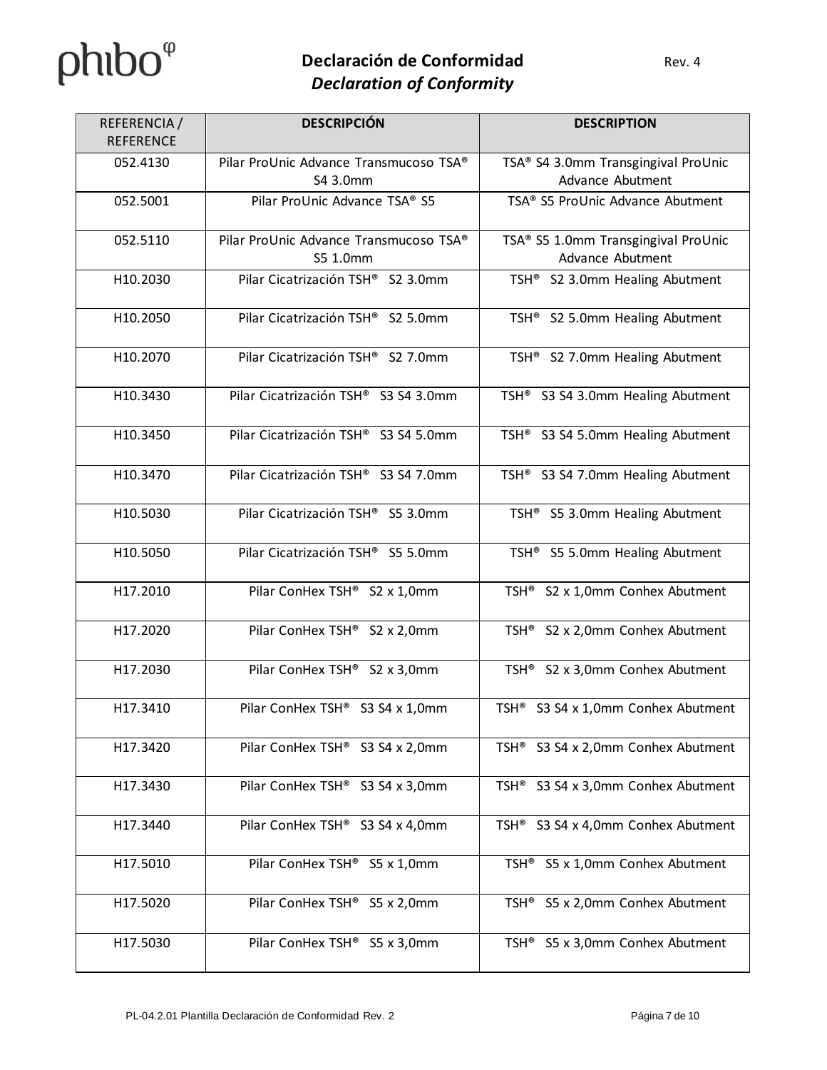# Declaración de Conformidad

*Declaration of Conformity*

Rev. 4

| REFERENCIA / REFERENCE | DESCRIPCIÓN | DESCRIPTION |
|---|---|---|
| 052.4130 | Pilar ProUnic Advance Transmucoso TSA® S4 3.0mm | TSA® S4 3.0mm Transgingival ProUnic Advance Abutment |
| 052.5001 | Pilar ProUnic Advance TSA® S5 | TSA® S5 ProUnic Advance Abutment |
| 052.5110 | Pilar ProUnic Advance Transmucoso TSA® S5 1.0mm | TSA® S5 1.0mm Transgingival ProUnic Advance Abutment |
| H10.2030 | Pilar Cicatrización TSH® S2 3.0mm | TSH® S2 3.0mm Healing Abutment |
| H10.2050 | Pilar Cicatrización TSH® S2 5.0mm | TSH® S2 5.0mm Healing Abutment |
| H10.2070 | Pilar Cicatrización TSH® S2 7.0mm | TSH® S2 7.0mm Healing Abutment |
| H10.3430 | Pilar Cicatrización TSH® S3 S4 3.0mm | TSH® S3 S4 3.0mm Healing Abutment |
| H10.3450 | Pilar Cicatrización TSH® S3 S4 5.0mm | TSH® S3 S4 5.0mm Healing Abutment |
| H10.3470 | Pilar Cicatrización TSH® S3 S4 7.0mm | TSH® S3 S4 7.0mm Healing Abutment |
| H10.5030 | Pilar Cicatrización TSH® S5 3.0mm | TSH® S5 3.0mm Healing Abutment |
| H10.5050 | Pilar Cicatrización TSH® S5 5.0mm | TSH® S5 5.0mm Healing Abutment |
| H17.2010 | Pilar ConHex TSH® S2 x 1,0mm | TSH® S2 x 1,0mm Conhex Abutment |
| H17.2020 | Pilar ConHex TSH® S2 x 2,0mm | TSH® S2 x 2,0mm Conhex Abutment |
| H17.2030 | Pilar ConHex TSH® S2 x 3,0mm | TSH® S2 x 3,0mm Conhex Abutment |
| H17.3410 | Pilar ConHex TSH® S3 S4 x 1,0mm | TSH® S3 S4 x 1,0mm Conhex Abutment |
| H17.3420 | Pilar ConHex TSH® S3 S4 x 2,0mm | TSH® S3 S4 x 2,0mm Conhex Abutment |
| H17.3430 | Pilar ConHex TSH® S3 S4 x 3,0mm | TSH® S3 S4 x 3,0mm Conhex Abutment |
| H17.3440 | Pilar ConHex TSH® S3 S4 x 4,0mm | TSH® S3 S4 x 4,0mm Conhex Abutment |
| H17.5010 | Pilar ConHex TSH® S5 x 1,0mm | TSH® S5 x 1,0mm Conhex Abutment |
| H17.5020 | Pilar ConHex TSH® S5 x 2,0mm | TSH® S5 x 2,0mm Conhex Abutment |
| H17.5030 | Pilar ConHex TSH® S5 x 3,0mm | TSH® S5 x 3,0mm Conhex Abutment |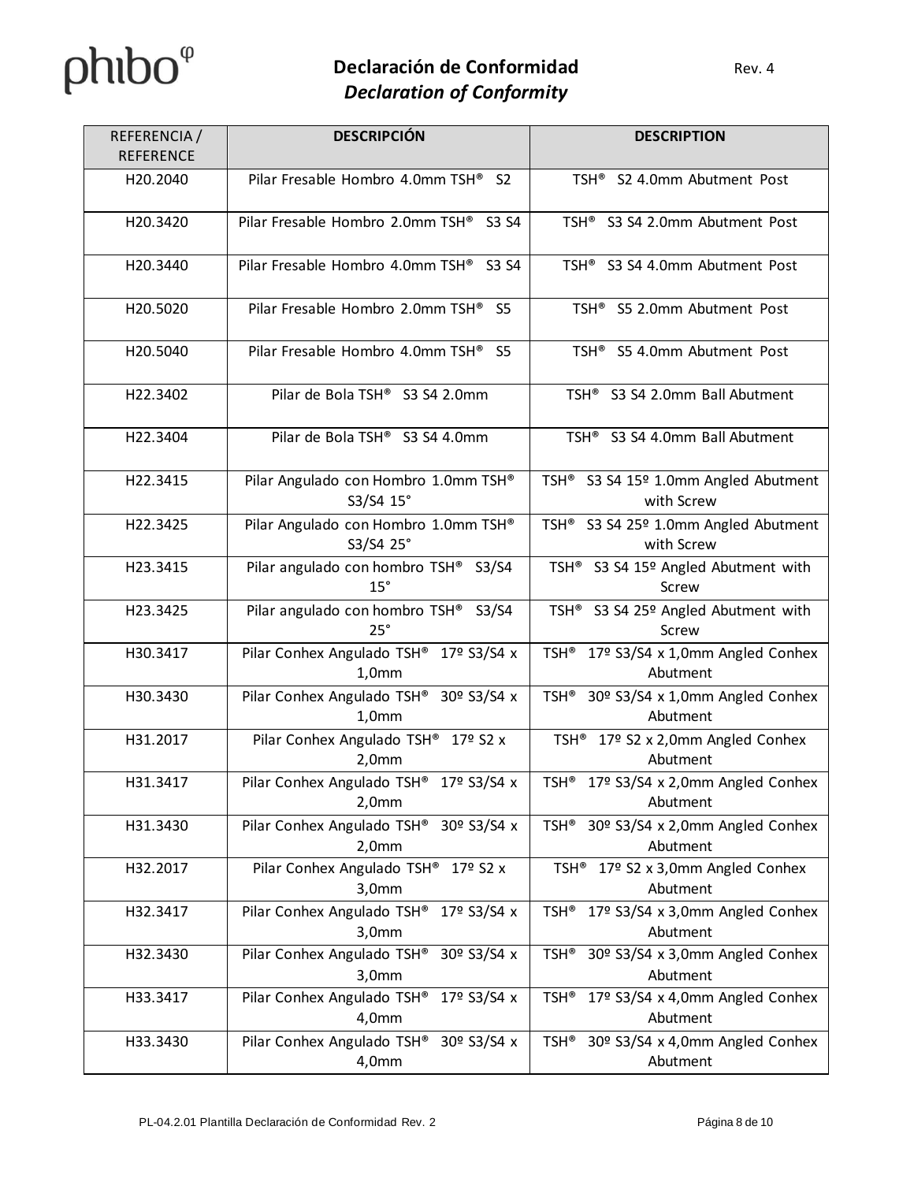# Declaración de Conformidad

## *Declaration of Conformity*

Rev. 4

| REFERENCIA / REFERENCE | **DESCRIPCIÓN** | **DESCRIPTION** |
|---|---|---|
| H20.2040 | Pilar Fresable Hombro 4.0mm TSH® S2 | TSH® S2 4.0mm Abutment Post |
| H20.3420 | Pilar Fresable Hombro 2.0mm TSH® S3 S4 | TSH® S3 S4 2.0mm Abutment Post |
| H20.3440 | Pilar Fresable Hombro 4.0mm TSH® S3 S4 | TSH® S3 S4 4.0mm Abutment Post |
| H20.5020 | Pilar Fresable Hombro 2.0mm TSH® S5 | TSH® S5 2.0mm Abutment Post |
| H20.5040 | Pilar Fresable Hombro 4.0mm TSH® S5 | TSH® S5 4.0mm Abutment Post |
| H22.3402 | Pilar de Bola TSH® S3 S4 2.0mm | TSH® S3 S4 2.0mm Ball Abutment |
| H22.3404 | Pilar de Bola TSH® S3 S4 4.0mm | TSH® S3 S4 4.0mm Ball Abutment |
| H22.3415 | Pilar Angulado con Hombro 1.0mm TSH® S3/S4 15° | TSH® S3 S4 15º 1.0mm Angled Abutment with Screw |
| H22.3425 | Pilar Angulado con Hombro 1.0mm TSH® S3/S4 25° | TSH® S3 S4 25º 1.0mm Angled Abutment with Screw |
| H23.3415 | Pilar angulado con hombro TSH® S3/S4 15° | TSH® S3 S4 15º Angled Abutment with Screw |
| H23.3425 | Pilar angulado con hombro TSH® S3/S4 25° | TSH® S3 S4 25º Angled Abutment with Screw |
| H30.3417 | Pilar Conhex Angulado TSH® 17º S3/S4 x 1,0mm | TSH® 17º S3/S4 x 1,0mm Angled Conhex Abutment |
| H30.3430 | Pilar Conhex Angulado TSH® 30º S3/S4 x 1,0mm | TSH® 30º S3/S4 x 1,0mm Angled Conhex Abutment |
| H31.2017 | Pilar Conhex Angulado TSH® 17º S2 x 2,0mm | TSH® 17º S2 x 2,0mm Angled Conhex Abutment |
| H31.3417 | Pilar Conhex Angulado TSH® 17º S3/S4 x 2,0mm | TSH® 17º S3/S4 x 2,0mm Angled Conhex Abutment |
| H31.3430 | Pilar Conhex Angulado TSH® 30º S3/S4 x 2,0mm | TSH® 30º S3/S4 x 2,0mm Angled Conhex Abutment |
| H32.2017 | Pilar Conhex Angulado TSH® 17º S2 x 3,0mm | TSH® 17º S2 x 3,0mm Angled Conhex Abutment |
| H32.3417 | Pilar Conhex Angulado TSH® 17º S3/S4 x 3,0mm | TSH® 17º S3/S4 x 3,0mm Angled Conhex Abutment |
| H32.3430 | Pilar Conhex Angulado TSH® 30º S3/S4 x 3,0mm | TSH® 30º S3/S4 x 3,0mm Angled Conhex Abutment |
| H33.3417 | Pilar Conhex Angulado TSH® 17º S3/S4 x 4,0mm | TSH® 17º S3/S4 x 4,0mm Angled Conhex Abutment |
| H33.3430 | Pilar Conhex Angulado TSH® 30º S3/S4 x 4,0mm | TSH® 30º S3/S4 x 4,0mm Angled Conhex Abutment |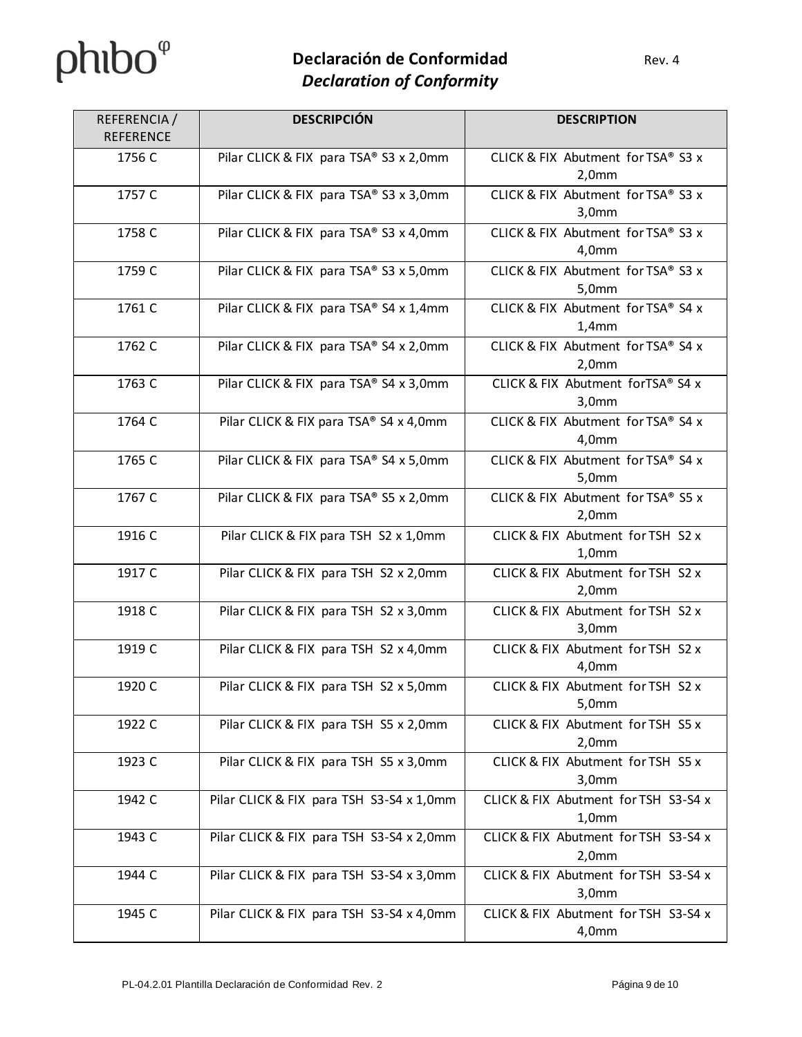| REFERENCIA / REFERENCE | DESCRIPCIÓN | DESCRIPTION |
|---|---|---|
| 1756 C | Pilar CLICK & FIX para TSA® S3 x 2,0mm | CLICK & FIX Abutment for TSA® S3 x 2,0mm |
| 1757 C | Pilar CLICK & FIX para TSA® S3 x 3,0mm | CLICK & FIX Abutment for TSA® S3 x 3,0mm |
| 1758 C | Pilar CLICK & FIX para TSA® S3 x 4,0mm | CLICK & FIX Abutment for TSA® S3 x 4,0mm |
| 1759 C | Pilar CLICK & FIX para TSA® S3 x 5,0mm | CLICK & FIX Abutment for TSA® S3 x 5,0mm |
| 1761 C | Pilar CLICK & FIX para TSA® S4 x 1,4mm | CLICK & FIX Abutment for TSA® S4 x 1,4mm |
| 1762 C | Pilar CLICK & FIX para TSA® S4 x 2,0mm | CLICK & FIX Abutment for TSA® S4 x 2,0mm |
| 1763 C | Pilar CLICK & FIX para TSA® S4 x 3,0mm | CLICK & FIX Abutment forTSA® S4 x 3,0mm |
| 1764 C | Pilar CLICK & FIX para TSA® S4 x 4,0mm | CLICK & FIX Abutment for TSA® S4 x 4,0mm |
| 1765 C | Pilar CLICK & FIX para TSA® S4 x 5,0mm | CLICK & FIX Abutment for TSA® S4 x 5,0mm |
| 1767 C | Pilar CLICK & FIX para TSA® S5 x 2,0mm | CLICK & FIX Abutment for TSA® S5 x 2,0mm |
| 1916 C | Pilar CLICK & FIX para TSH S2 x 1,0mm | CLICK & FIX Abutment for TSH S2 x 1,0mm |
| 1917 C | Pilar CLICK & FIX para TSH S2 x 2,0mm | CLICK & FIX Abutment for TSH S2 x 2,0mm |
| 1918 C | Pilar CLICK & FIX para TSH S2 x 3,0mm | CLICK & FIX Abutment for TSH S2 x 3,0mm |
| 1919 C | Pilar CLICK & FIX para TSH S2 x 4,0mm | CLICK & FIX Abutment for TSH S2 x 4,0mm |
| 1920 C | Pilar CLICK & FIX para TSH S2 x 5,0mm | CLICK & FIX Abutment for TSH S2 x 5,0mm |
| 1922 C | Pilar CLICK & FIX para TSH S5 x 2,0mm | CLICK & FIX Abutment for TSH S5 x 2,0mm |
| 1923 C | Pilar CLICK & FIX para TSH S5 x 3,0mm | CLICK & FIX Abutment for TSH S5 x 3,0mm |
| 1942 C | Pilar CLICK & FIX para TSH S3-S4 x 1,0mm | CLICK & FIX Abutment for TSH S3-S4 x 1,0mm |
| 1943 C | Pilar CLICK & FIX para TSH S3-S4 x 2,0mm | CLICK & FIX Abutment for TSH S3-S4 x 2,0mm |
| 1944 C | Pilar CLICK & FIX para TSH S3-S4 x 3,0mm | CLICK & FIX Abutment for TSH S3-S4 x 3,0mm |
| 1945 C | Pilar CLICK & FIX para TSH S3-S4 x 4,0mm | CLICK & FIX Abutment for TSH S3-S4 x 4,0mm |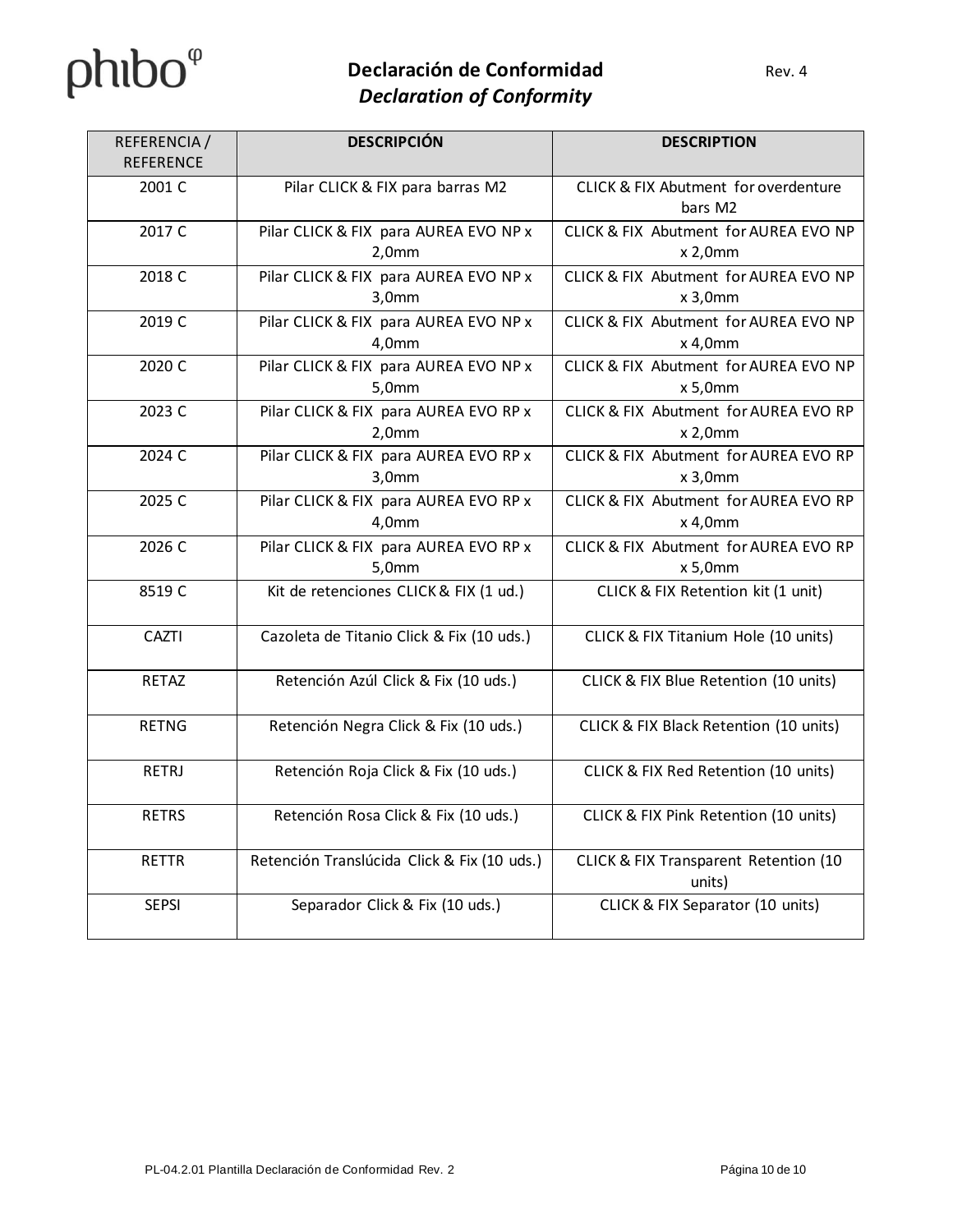| REFERENCIA / REFERENCE | DESCRIPCIÓN | DESCRIPTION |
|---|---|---|
| 2001 C | Pilar CLICK & FIX para barras M2 | CLICK & FIX Abutment for overdenture bars M2 |
| 2017 C | Pilar CLICK & FIX para AUREA EVO NP x 2,0mm | CLICK & FIX Abutment for AUREA EVO NP x 2,0mm |
| 2018 C | Pilar CLICK & FIX para AUREA EVO NP x 3,0mm | CLICK & FIX Abutment for AUREA EVO NP x 3,0mm |
| 2019 C | Pilar CLICK & FIX para AUREA EVO NP x 4,0mm | CLICK & FIX Abutment for AUREA EVO NP x 4,0mm |
| 2020 C | Pilar CLICK & FIX para AUREA EVO NP x 5,0mm | CLICK & FIX Abutment for AUREA EVO NP x 5,0mm |
| 2023 C | Pilar CLICK & FIX para AUREA EVO RP x 2,0mm | CLICK & FIX Abutment for AUREA EVO RP x 2,0mm |
| 2024 C | Pilar CLICK & FIX para AUREA EVO RP x 3,0mm | CLICK & FIX Abutment for AUREA EVO RP x 3,0mm |
| 2025 C | Pilar CLICK & FIX para AUREA EVO RP x 4,0mm | CLICK & FIX Abutment for AUREA EVO RP x 4,0mm |
| 2026 C | Pilar CLICK & FIX para AUREA EVO RP x 5,0mm | CLICK & FIX Abutment for AUREA EVO RP x 5,0mm |
| 8519 C | Kit de retenciones CLICK & FIX (1 ud.) | CLICK & FIX Retention kit (1 unit) |
| CAZTI | Cazoleta de Titanio Click & Fix (10 uds.) | CLICK & FIX Titanium Hole (10 units) |
| RETAZ | Retención Azúl Click & Fix (10 uds.) | CLICK & FIX Blue Retention (10 units) |
| RETNG | Retención Negra Click & Fix (10 uds.) | CLICK & FIX Black Retention (10 units) |
| RETRJ | Retención Roja Click & Fix (10 uds.) | CLICK & FIX Red Retention (10 units) |
| RETRS | Retención Rosa Click & Fix (10 uds.) | CLICK & FIX Pink Retention (10 units) |
| RETTR | Retención Translúcida Click & Fix (10 uds.) | CLICK & FIX Transparent Retention (10 units) |
| SEPSI | Separador Click & Fix (10 uds.) | CLICK & FIX Separator (10 units) |